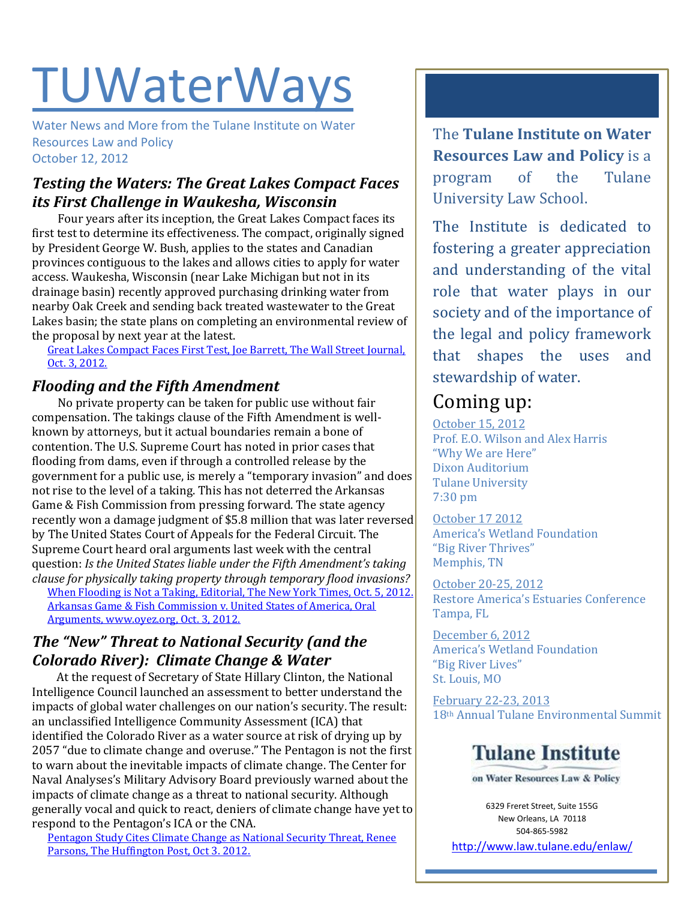# TUWaterWays

Water News and More from the Tulane Institute on Water Resources Law and Policy
October 12, 2012

## *Testing the Waters: The Great Lakes Compact Faces its First Challenge in Waukesha, Wisconsin*

Four years after its inception, the Great Lakes Compact faces its first test to determine its effectiveness. The compact, originally signed by President George W. Bush, applies to the states and Canadian provinces contiguous to the lakes and allows cities to apply for water access. Waukesha, Wisconsin (near Lake Michigan but not in its drainage basin) recently approved purchasing drinking water from nearby Oak Creek and sending back treated wastewater to the Great Lakes basin; the state plans on completing an environmental review of the proposal by next year at the latest.

Great Lakes Compact Faces First Test, Joe Barrett, The Wall Street Journal, Oct. 3, 2012.

## *Flooding and the Fifth Amendment*

No private property can be taken for public use without fair compensation. The takings clause of the Fifth Amendment is well-known by attorneys, but it actual boundaries remain a bone of contention. The U.S. Supreme Court has noted in prior cases that flooding from dams, even if through a controlled release by the government for a public use, is merely a "temporary invasion" and does not rise to the level of a taking. This has not deterred the Arkansas Game & Fish Commission from pressing forward. The state agency recently won a damage judgment of $5.8 million that was later reversed by The United States Court of Appeals for the Federal Circuit. The Supreme Court heard oral arguments last week with the central question: *Is the United States liable under the Fifth Amendment's taking clause for physically taking property through temporary flood invasions?*

When Flooding is Not a Taking, Editorial, The New York Times, Oct. 5, 2012.
Arkansas Game & Fish Commission v. United States of America, Oral Arguments, www.oyez.org, Oct. 3, 2012.

## *The "New" Threat to National Security (and the Colorado River): Climate Change & Water*

At the request of Secretary of State Hillary Clinton, the National Intelligence Council launched an assessment to better understand the impacts of global water challenges on our nation's security. The result: an unclassified Intelligence Community Assessment (ICA) that identified the Colorado River as a water source at risk of drying up by 2057 "due to climate change and overuse." The Pentagon is not the first to warn about the inevitable impacts of climate change. The Center for Naval Analyses's Military Advisory Board previously warned about the impacts of climate change as a threat to national security. Although generally vocal and quick to react, deniers of climate change have yet to respond to the Pentagon's ICA or the CNA.

Pentagon Study Cites Climate Change as National Security Threat, Renee Parsons, The Huffington Post, Oct 3. 2012.

---

The **Tulane Institute on Water Resources Law and Policy** is a program of the Tulane University Law School.

The Institute is dedicated to fostering a greater appreciation and understanding of the vital role that water plays in our society and of the importance of the legal and policy framework that shapes the uses and stewardship of water.

## Coming up:

October 15, 2012
Prof. E.O. Wilson and Alex Harris
"Why We are Here"
Dixon Auditorium
Tulane University
7:30 pm

October 17 2012
America's Wetland Foundation
"Big River Thrives"
Memphis, TN

October 20-25, 2012
Restore America's Estuaries Conference
Tampa, FL

December 6, 2012
America's Wetland Foundation
"Big River Lives"
St. Louis, MO

February 22-23, 2013
18th Annual Tulane Environmental Summit

**Tulane Institute**
on Water Resources Law & Policy

6329 Freret Street, Suite 155G
New Orleans, LA 70118
504-865-5982
http://www.law.tulane.edu/enlaw/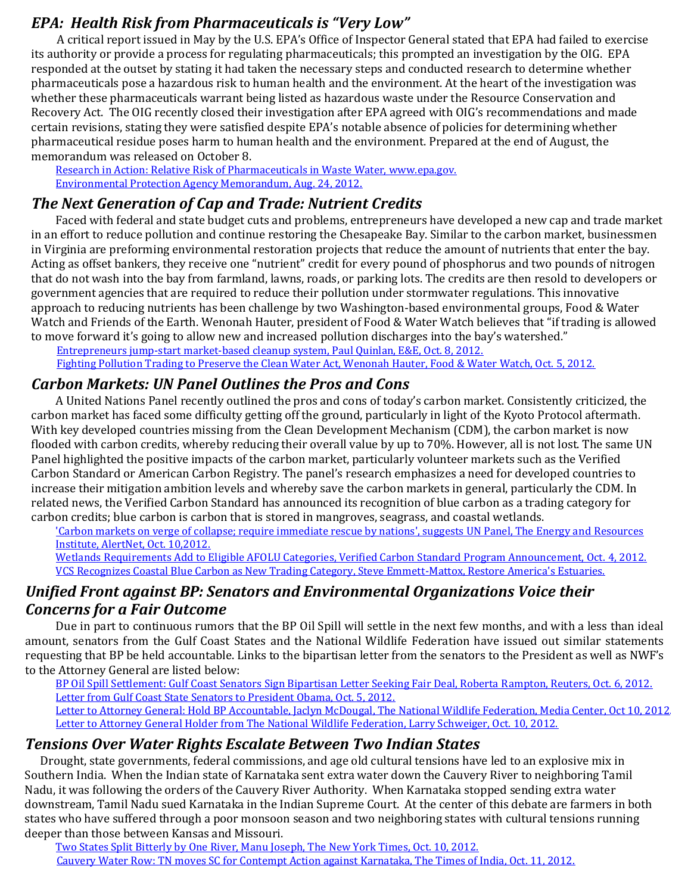## *EPA: Health Risk from Pharmaceuticals is "Very Low"*

A critical report issued in May by the U.S. EPA's Office of Inspector General stated that EPA had failed to exercise its authority or provide a process for regulating pharmaceuticals; this prompted an investigation by the OIG. EPA responded at the outset by stating it had taken the necessary steps and conducted research to determine whether pharmaceuticals pose a hazardous risk to human health and the environment. At the heart of the investigation was whether these pharmaceuticals warrant being listed as hazardous waste under the Resource Conservation and Recovery Act. The OIG recently closed their investigation after EPA agreed with OIG's recommendations and made certain revisions, stating they were satisfied despite EPA's notable absence of policies for determining whether pharmaceutical residue poses harm to human health and the environment. Prepared at the end of August, the memorandum was released on October 8.

Research in Action: Relative Risk of Pharmaceuticals in Waste Water, www.epa.gov.
Environmental Protection Agency Memorandum, Aug. 24, 2012.

## *The Next Generation of Cap and Trade: Nutrient Credits*

Faced with federal and state budget cuts and problems, entrepreneurs have developed a new cap and trade market in an effort to reduce pollution and continue restoring the Chesapeake Bay. Similar to the carbon market, businessmen in Virginia are preforming environmental restoration projects that reduce the amount of nutrients that enter the bay. Acting as offset bankers, they receive one "nutrient" credit for every pound of phosphorus and two pounds of nitrogen that do not wash into the bay from farmland, lawns, roads, or parking lots. The credits are then resold to developers or government agencies that are required to reduce their pollution under stormwater regulations. This innovative approach to reducing nutrients has been challenge by two Washington-based environmental groups, Food & Water Watch and Friends of the Earth. Wenonah Hauter, president of Food & Water Watch believes that "if trading is allowed to move forward it's going to allow new and increased pollution discharges into the bay's watershed."

Entrepreneurs jump-start market-based cleanup system, Paul Quinlan, E&E, Oct. 8, 2012.
Fighting Pollution Trading to Preserve the Clean Water Act, Wenonah Hauter, Food & Water Watch, Oct. 5, 2012.

## *Carbon Markets: UN Panel Outlines the Pros and Cons*

A United Nations Panel recently outlined the pros and cons of today's carbon market. Consistently criticized, the carbon market has faced some difficulty getting off the ground, particularly in light of the Kyoto Protocol aftermath. With key developed countries missing from the Clean Development Mechanism (CDM), the carbon market is now flooded with carbon credits, whereby reducing their overall value by up to 70%. However, all is not lost. The same UN Panel highlighted the positive impacts of the carbon market, particularly volunteer markets such as the Verified Carbon Standard or American Carbon Registry. The panel's research emphasizes a need for developed countries to increase their mitigation ambition levels and whereby save the carbon markets in general, particularly the CDM. In related news, the Verified Carbon Standard has announced its recognition of blue carbon as a trading category for carbon credits; blue carbon is carbon that is stored in mangroves, seagrass, and coastal wetlands.

'Carbon markets on verge of collapse; require immediate rescue by nations', suggests UN Panel, The Energy and Resources Institute, AlertNet, Oct. 10,2012.
Wetlands Requirements Add to Eligible AFOLU Categories, Verified Carbon Standard Program Announcement, Oct. 4, 2012.
VCS Recognizes Coastal Blue Carbon as New Trading Category, Steve Emmett-Mattox, Restore America's Estuaries.

## *Unified Front against BP: Senators and Environmental Organizations Voice their Concerns for a Fair Outcome*

Due in part to continuous rumors that the BP Oil Spill will settle in the next few months, and with a less than ideal amount, senators from the Gulf Coast States and the National Wildlife Federation have issued out similar statements requesting that BP be held accountable. Links to the bipartisan letter from the senators to the President as well as NWF's to the Attorney General are listed below:

BP Oil Spill Settlement: Gulf Coast Senators Sign Bipartisan Letter Seeking Fair Deal, Roberta Rampton, Reuters, Oct. 6, 2012.
Letter from Gulf Coast State Senators to President Obama, Oct. 5, 2012.
Letter to Attorney General: Hold BP Accountable, Jaclyn McDougal, The National Wildlife Federation, Media Center, Oct 10, 2012.
Letter to Attorney General Holder from The National Wildlife Federation, Larry Schweiger, Oct. 10, 2012.

## *Tensions Over Water Rights Escalate Between Two Indian States*

Drought, state governments, federal commissions, and age old cultural tensions have led to an explosive mix in Southern India. When the Indian state of Karnataka sent extra water down the Cauvery River to neighboring Tamil Nadu, it was following the orders of the Cauvery River Authority. When Karnataka stopped sending extra water downstream, Tamil Nadu sued Karnataka in the Indian Supreme Court. At the center of this debate are farmers in both states who have suffered through a poor monsoon season and two neighboring states with cultural tensions running deeper than those between Kansas and Missouri.

Two States Split Bitterly by One River, Manu Joseph, The New York Times, Oct. 10, 2012.
Cauvery Water Row: TN moves SC for Contempt Action against Karnataka, The Times of India, Oct. 11, 2012.